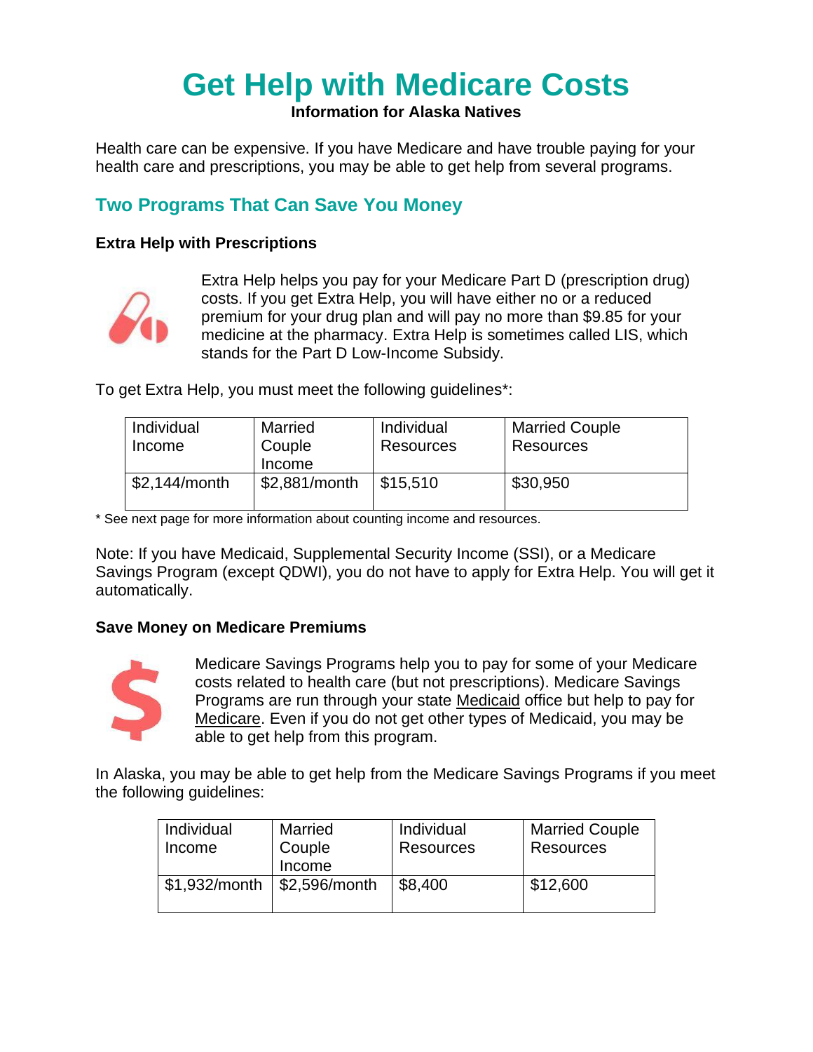# Get Help with Medicare Costs

**Information for Alaska Natives**

Health care can be expensive. If you have Medicare and have trouble paying for your health care and prescriptions, you may be able to get help from several programs.

## Two Programs That Can Save You Money

### Extra Help with Prescriptions

Extra Help helps you pay for your Medicare Part D (prescription drug) costs. If you get Extra Help, you will have either no or a reduced premium for your drug plan and will pay no more than $9.85 for your medicine at the pharmacy. Extra Help is sometimes called LIS, which stands for the Part D Low-Income Subsidy.

To get Extra Help, you must meet the following guidelines*:

| Individual Income | Married Couple Income | Individual Resources | Married Couple Resources |
|---|---|---|---|
| $2,144/month | $2,881/month | $15,510 | $30,950 |

* See next page for more information about counting income and resources.

Note: If you have Medicaid, Supplemental Security Income (SSI), or a Medicare Savings Program (except QDWI), you do not have to apply for Extra Help. You will get it automatically.

### Save Money on Medicare Premiums

Medicare Savings Programs help you to pay for some of your Medicare costs related to health care (but not prescriptions). Medicare Savings Programs are run through your state Medicaid office but help to pay for Medicare. Even if you do not get other types of Medicaid, you may be able to get help from this program.

In Alaska, you may be able to get help from the Medicare Savings Programs if you meet the following guidelines:

| Individual Income | Married Couple Income | Individual Resources | Married Couple Resources |
|---|---|---|---|
| $1,932/month | $2,596/month | $8,400 | $12,600 |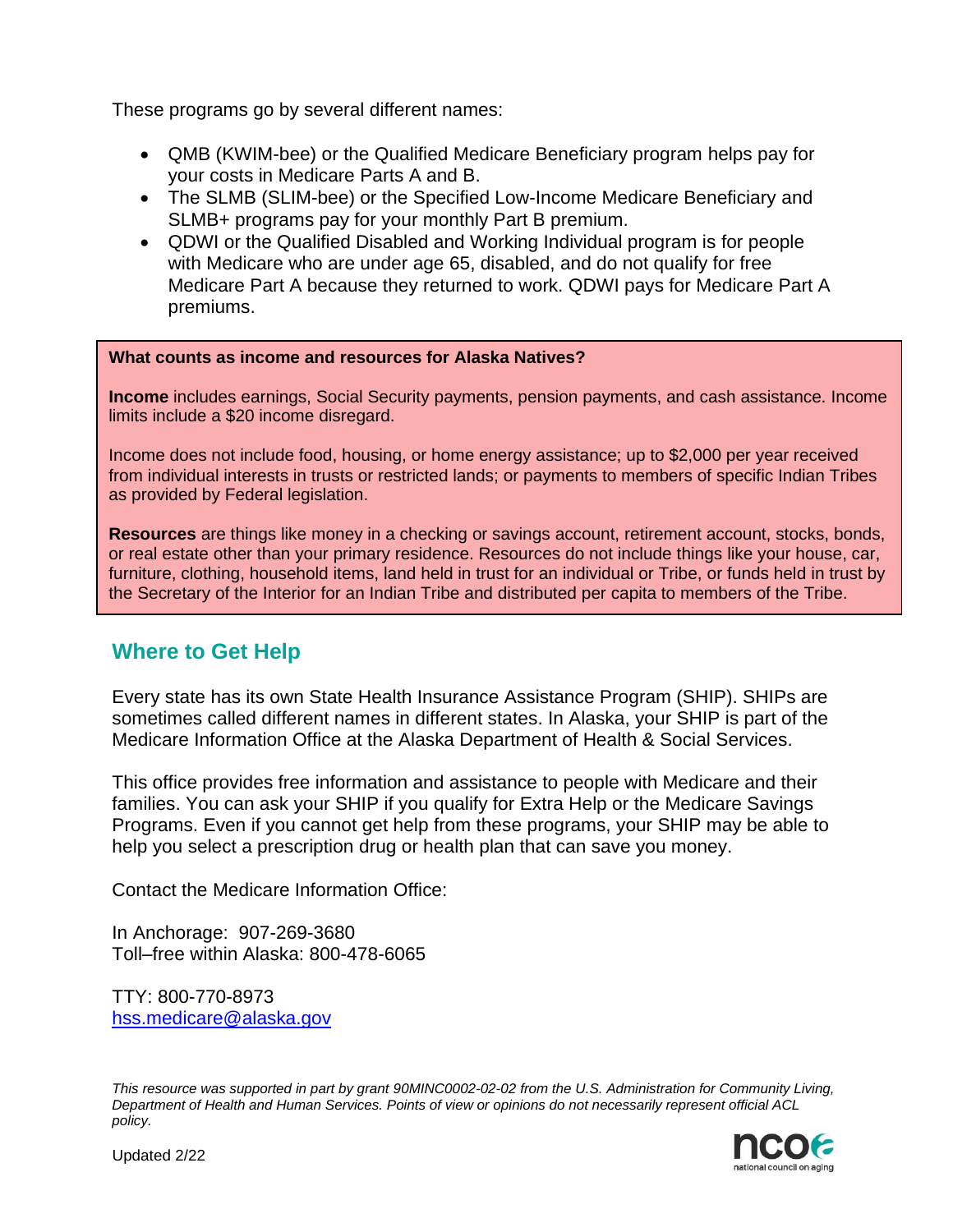These programs go by several different names:

- QMB (KWIM-bee) or the Qualified Medicare Beneficiary program helps pay for your costs in Medicare Parts A and B.
- The SLMB (SLIM-bee) or the Specified Low-Income Medicare Beneficiary and SLMB+ programs pay for your monthly Part B premium.
- QDWI or the Qualified Disabled and Working Individual program is for people with Medicare who are under age 65, disabled, and do not qualify for free Medicare Part A because they returned to work. QDWI pays for Medicare Part A premiums.

**What counts as income and resources for Alaska Natives?**

**Income** includes earnings, Social Security payments, pension payments, and cash assistance. Income limits include a $20 income disregard.

Income does not include food, housing, or home energy assistance; up to $2,000 per year received from individual interests in trusts or restricted lands; or payments to members of specific Indian Tribes as provided by Federal legislation.

**Resources** are things like money in a checking or savings account, retirement account, stocks, bonds, or real estate other than your primary residence. Resources do not include things like your house, car, furniture, clothing, household items, land held in trust for an individual or Tribe, or funds held in trust by the Secretary of the Interior for an Indian Tribe and distributed per capita to members of the Tribe.

## Where to Get Help

Every state has its own State Health Insurance Assistance Program (SHIP). SHIPs are sometimes called different names in different states. In Alaska, your SHIP is part of the Medicare Information Office at the Alaska Department of Health & Social Services.

This office provides free information and assistance to people with Medicare and their families. You can ask your SHIP if you qualify for Extra Help or the Medicare Savings Programs. Even if you cannot get help from these programs, your SHIP may be able to help you select a prescription drug or health plan that can save you money.

Contact the Medicare Information Office:

In Anchorage: 907-269-3680
Toll–free within Alaska: 800-478-6065

TTY: 800-770-8973
hss.medicare@alaska.gov

*This resource was supported in part by grant 90MINC0002-02-02 from the U.S. Administration for Community Living, Department of Health and Human Services. Points of view or opinions do not necessarily represent official ACL policy.*

Updated 2/22

ncoa national council on aging